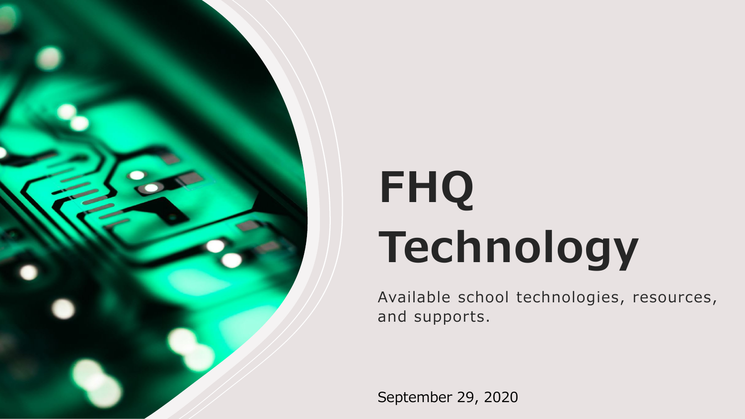# FHQ Technology

Available school technologies, resources, and supports.

September 29, 2020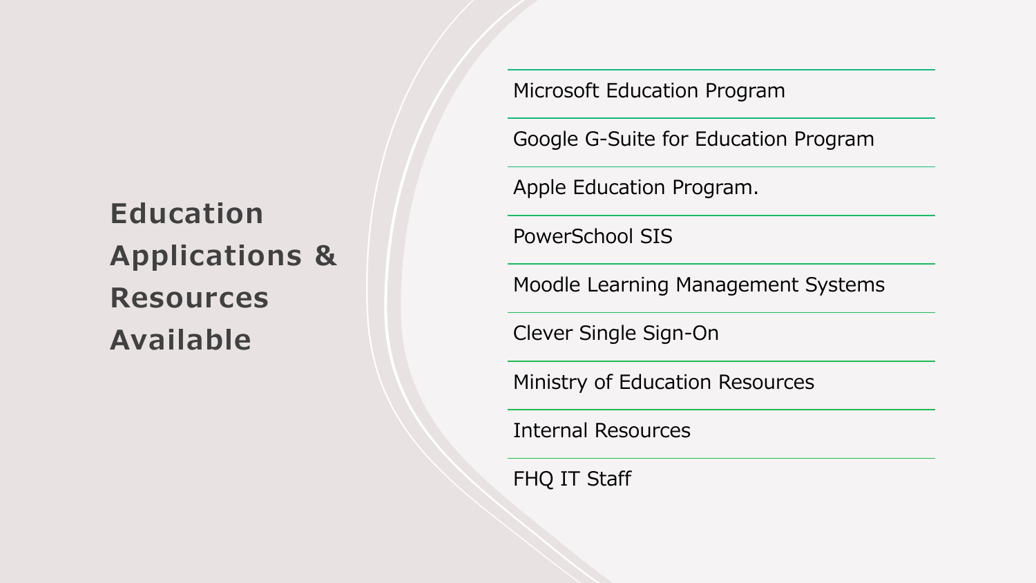# Education Applications & Resources Available

- Microsoft Education Program
- Google G-Suite for Education Program
- Apple Education Program.
- PowerSchool SIS
- Moodle Learning Management Systems
- Clever Single Sign-On
- Ministry of Education Resources
- Internal Resources
- FHQ IT Staff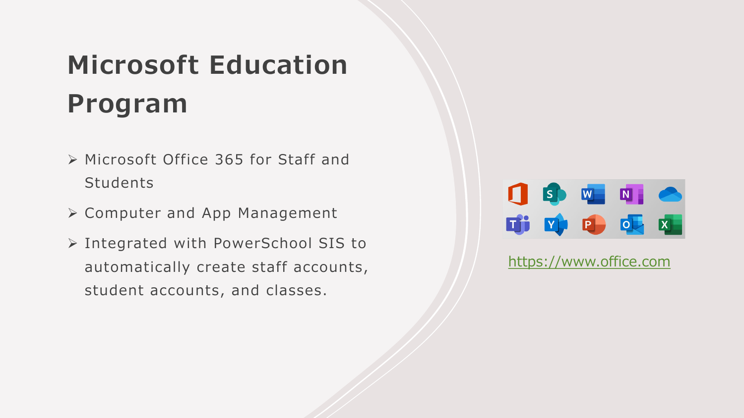# Microsoft Education Program

- Microsoft Office 365 for Staff and Students
- Computer and App Management
- Integrated with PowerSchool SIS to automatically create staff accounts, student accounts, and classes.

https://www.office.com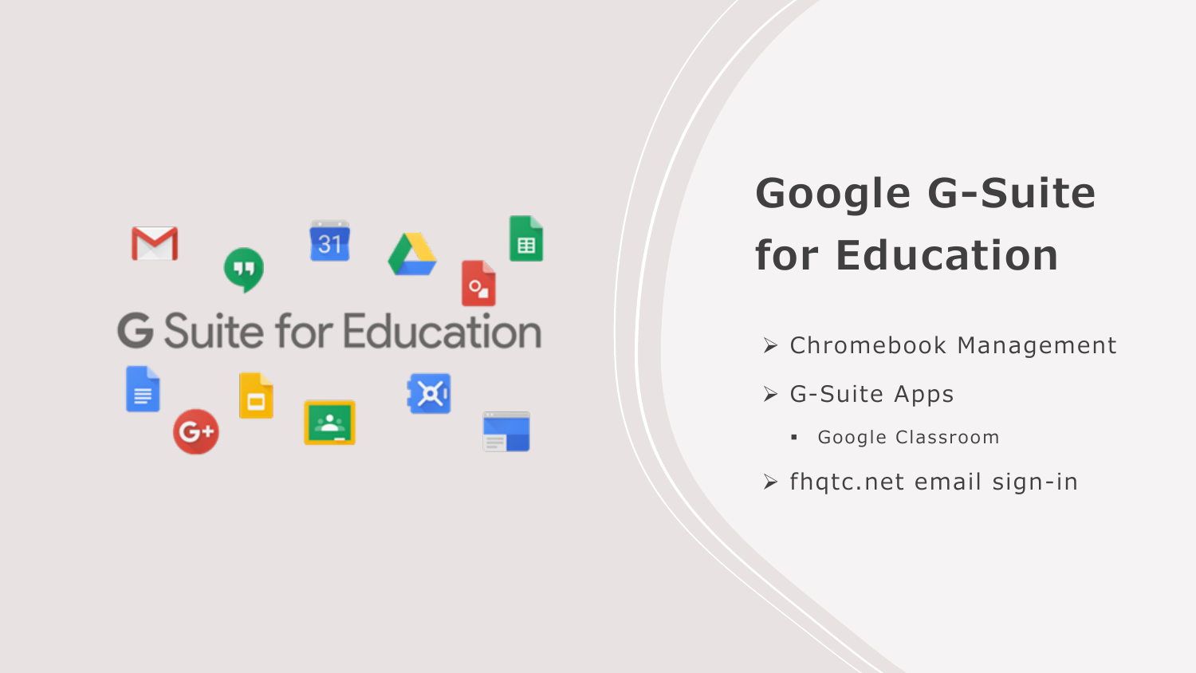# Google G-Suite for Education

- Chromebook Management
- G-Suite Apps
  - Google Classroom
- fhqtc.net email sign-in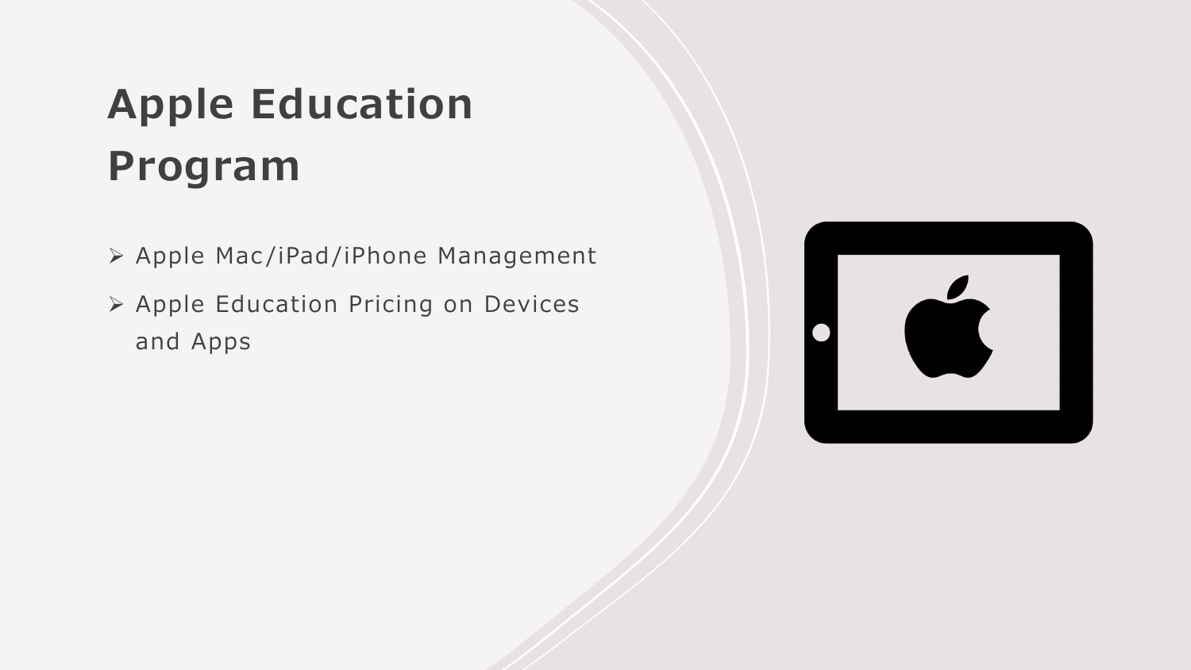# Apple Education Program

- Apple Mac/iPad/iPhone Management
- Apple Education Pricing on Devices and Apps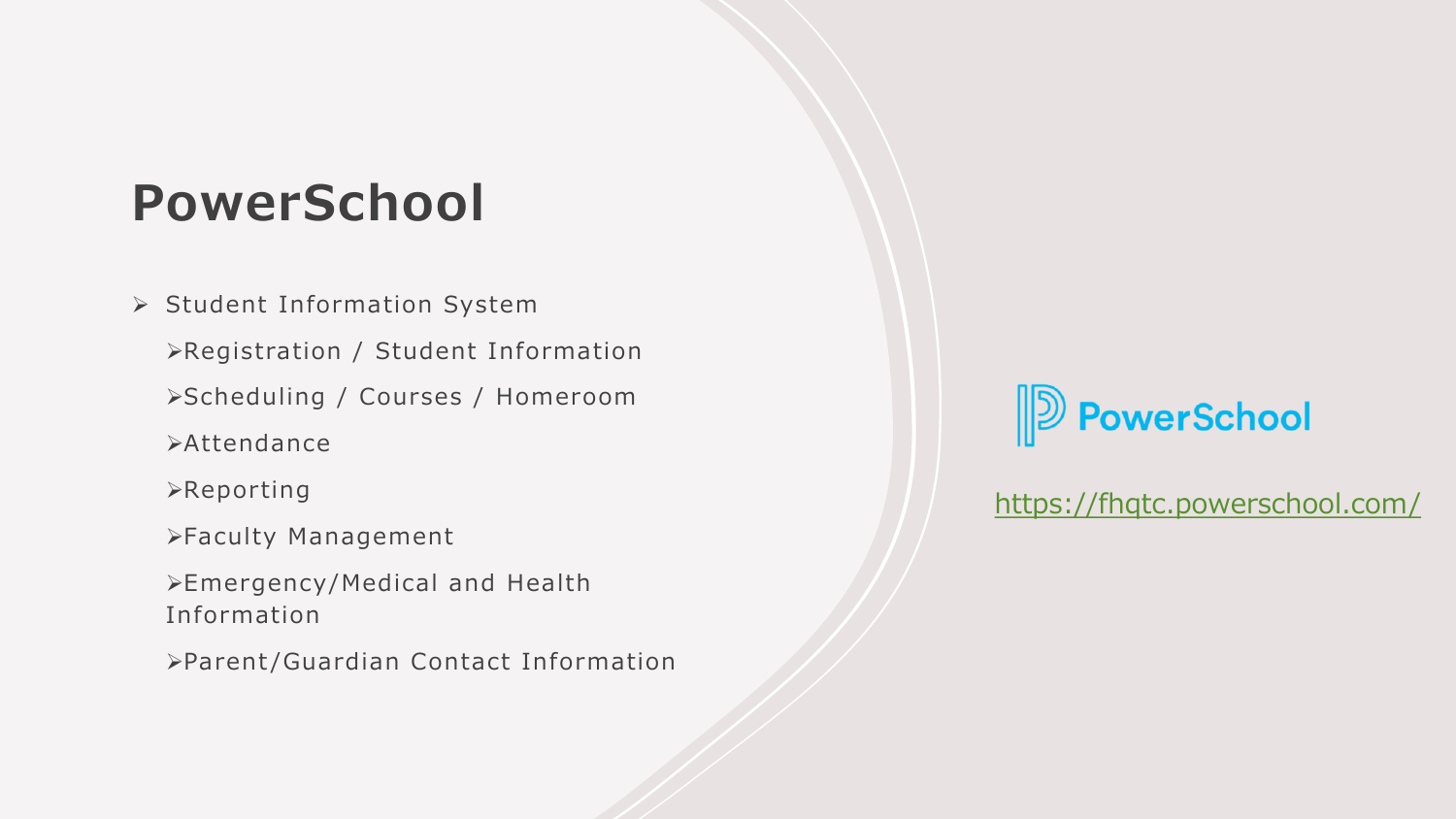# PowerSchool

- Student Information System
  - Registration / Student Information
  - Scheduling / Courses / Homeroom
  - Attendance
  - Reporting
  - Faculty Management
  - Emergency/Medical and Health Information
  - Parent/Guardian Contact Information

PowerSchool

https://fhqtc.powerschool.com/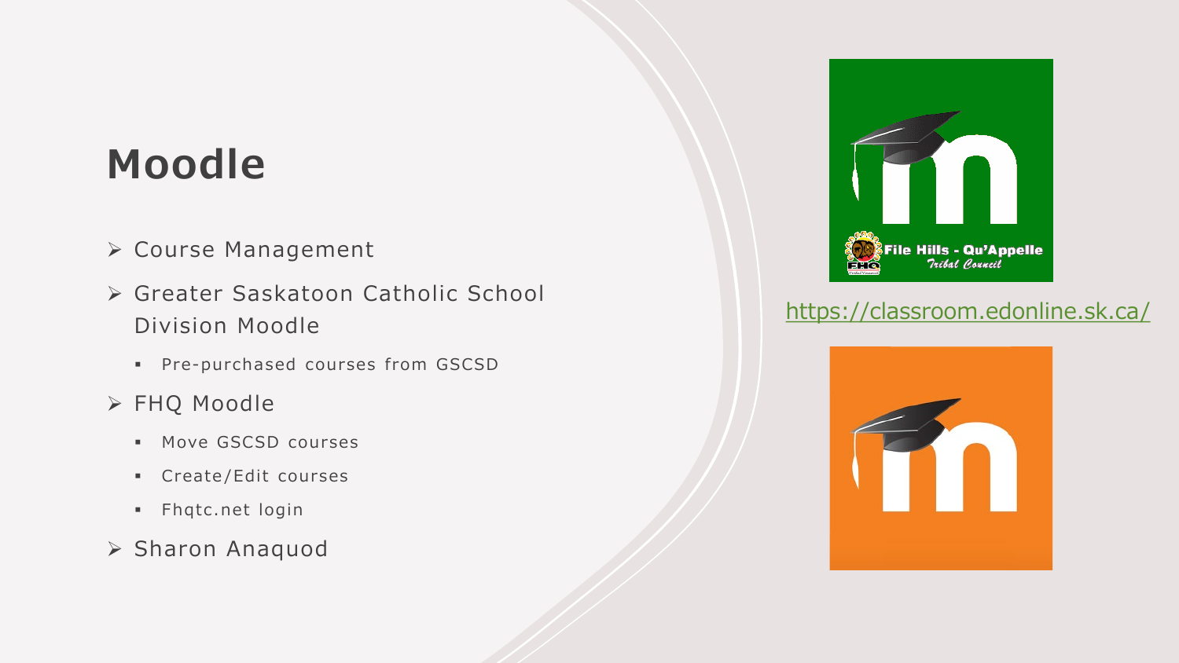# Moodle

- Course Management
- Greater Saskatoon Catholic School Division Moodle
  - Pre-purchased courses from GSCSD
- FHQ Moodle
  - Move GSCSD courses
  - Create/Edit courses
  - Fhqtc.net login
- Sharon Anaquod

https://classroom.edonline.sk.ca/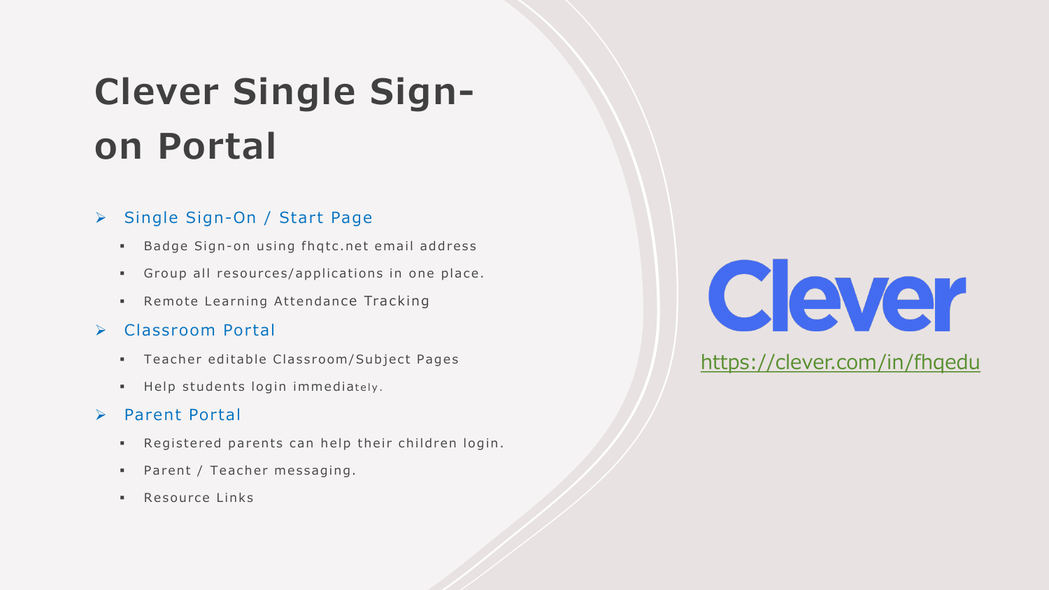# Clever Single Sign-on Portal

- Single Sign-On / Start Page
  - Badge Sign-on using fhqtc.net email address
  - Group all resources/applications in one place.
  - Remote Learning Attendance Tracking
- Classroom Portal
  - Teacher editable Classroom/Subject Pages
  - Help students login immediately.
- Parent Portal
  - Registered parents can help their children login.
  - Parent / Teacher messaging.
  - Resource Links

Clever

https://clever.com/in/fhqedu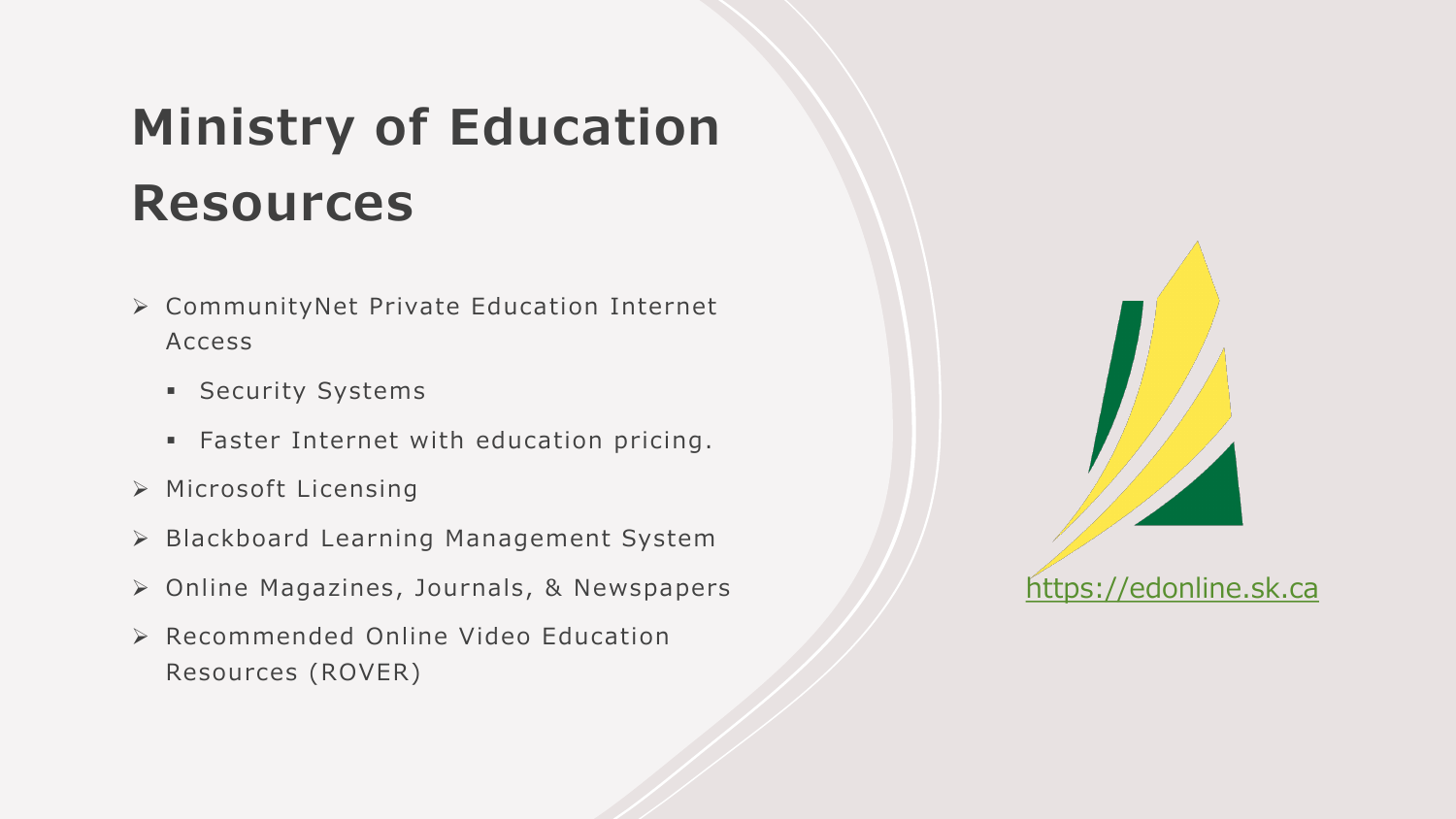# Ministry of Education Resources

- CommunityNet Private Education Internet Access
  - Security Systems
  - Faster Internet with education pricing.
- Microsoft Licensing
- Blackboard Learning Management System
- Online Magazines, Journals, & Newspapers
- Recommended Online Video Education Resources (ROVER)

https://edonline.sk.ca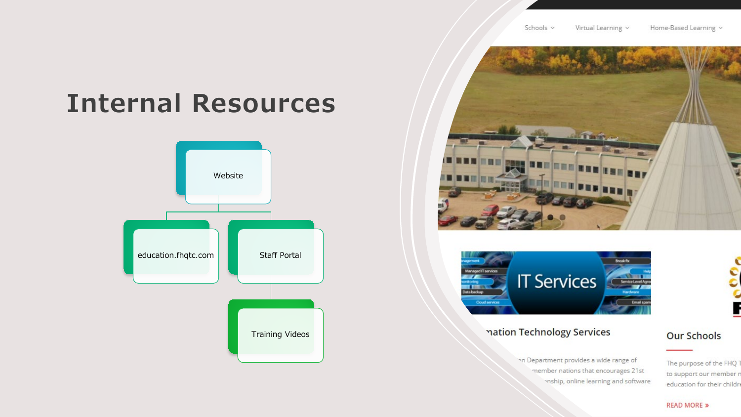# Internal Resources

- Website
  - education.fhqtc.com
  - Staff Portal
    - Training Videos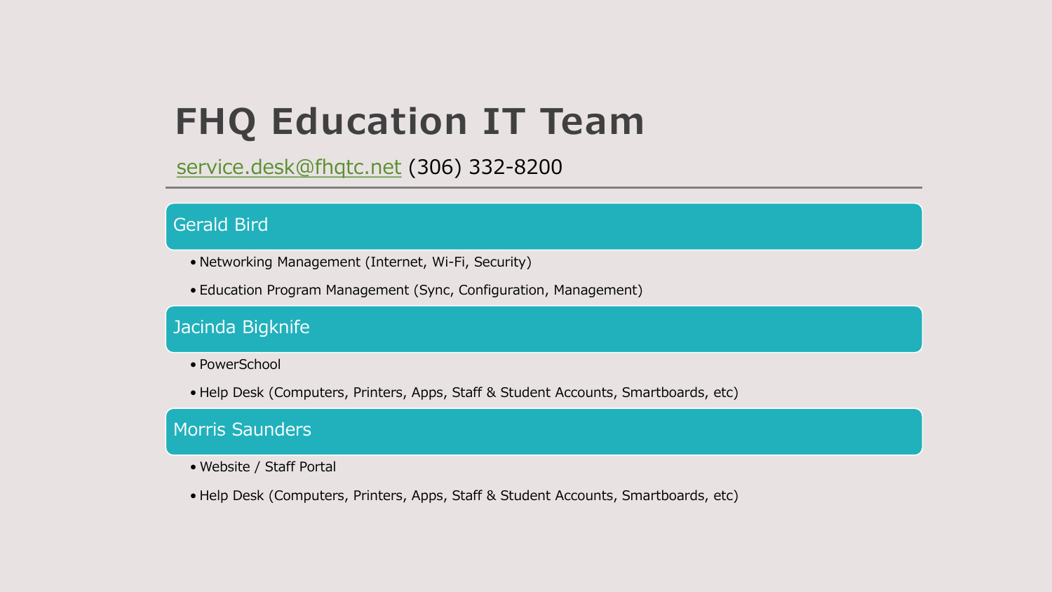# FHQ Education IT Team

service.desk@fhqtc.net (306) 332-8200

## Gerald Bird

- Networking Management (Internet, Wi-Fi, Security)
- Education Program Management (Sync, Configuration, Management)

## Jacinda Bigknife

- PowerSchool
- Help Desk (Computers, Printers, Apps, Staff & Student Accounts, Smartboards, etc)

## Morris Saunders

- Website / Staff Portal
- Help Desk (Computers, Printers, Apps, Staff & Student Accounts, Smartboards, etc)